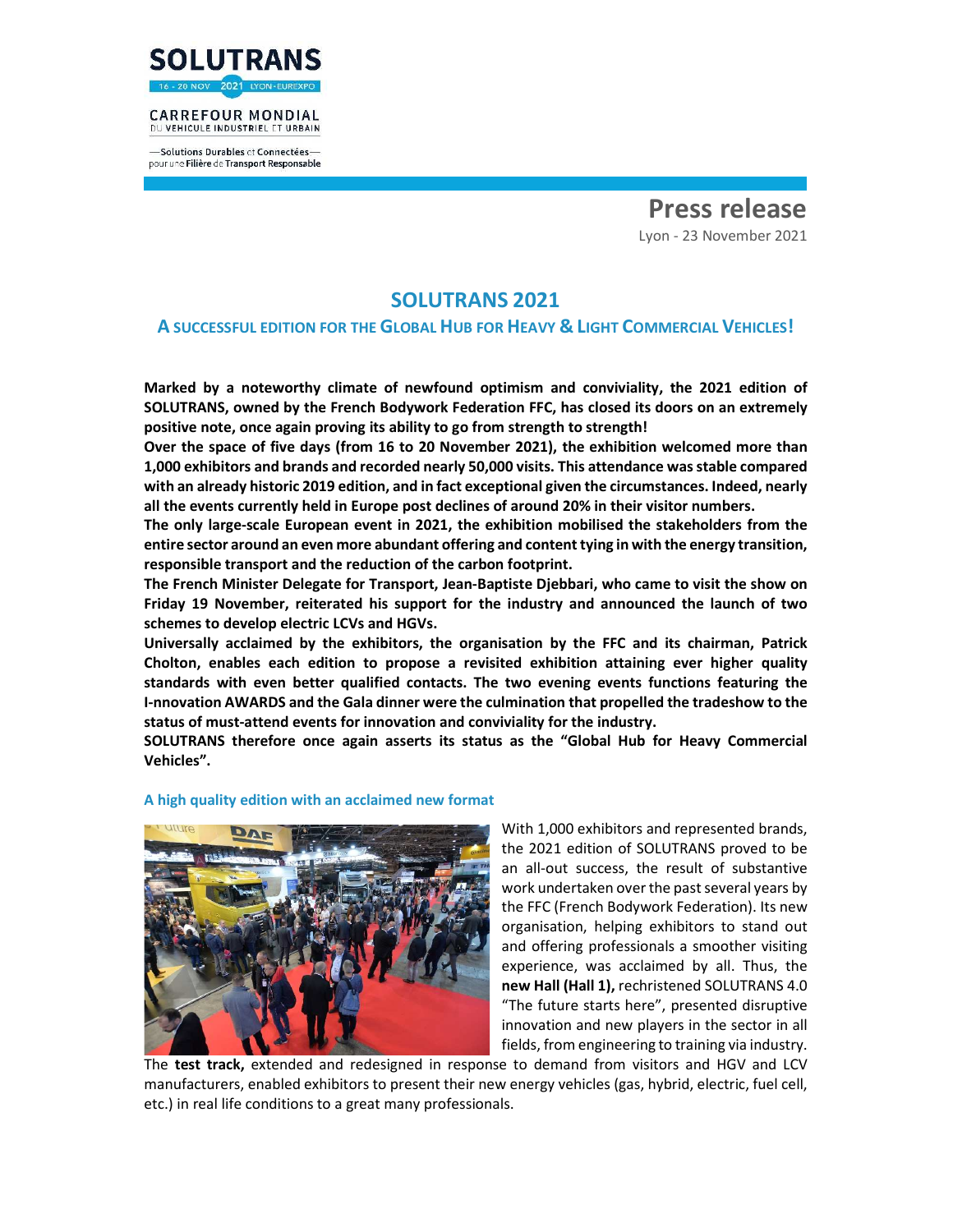SOLUTRANS

16 - 20 NOV 2021 LYON-EUREXPO

CARREFOUR MONDIAL DU VEHICULE INDUSTRIEL ET URBAIN

—Solutions Durables et Connectées— pour une Filière de Transport Responsable

# Press release

Lyon - 23 November 2021

## SOLUTRANS 2021

### A SUCCESSFUL EDITION FOR THE GLOBAL HUB FOR HEAVY & LIGHT COMMERCIAL VEHICLES!

**Marked by a noteworthy climate of newfound optimism and conviviality, the 2021 edition of SOLUTRANS, owned by the French Bodywork Federation FFC, has closed its doors on an extremely positive note, once again proving its ability to go from strength to strength!**

**Over the space of five days (from 16 to 20 November 2021), the exhibition welcomed more than 1,000 exhibitors and brands and recorded nearly 50,000 visits. This attendance was stable compared with an already historic 2019 edition, and in fact exceptional given the circumstances. Indeed, nearly all the events currently held in Europe post declines of around 20% in their visitor numbers.**

**The only large-scale European event in 2021, the exhibition mobilised the stakeholders from the entire sector around an even more abundant offering and content tying in with the energy transition, responsible transport and the reduction of the carbon footprint.**

**The French Minister Delegate for Transport, Jean-Baptiste Djebbari, who came to visit the show on Friday 19 November, reiterated his support for the industry and announced the launch of two schemes to develop electric LCVs and HGVs.**

**Universally acclaimed by the exhibitors, the organisation by the FFC and its chairman, Patrick Cholton, enables each edition to propose a revisited exhibition attaining ever higher quality standards with even better qualified contacts. The two evening events functions featuring the I-nnovation AWARDS and the Gala dinner were the culmination that propelled the tradeshow to the status of must-attend events for innovation and conviviality for the industry.**

**SOLUTRANS therefore once again asserts its status as the "Global Hub for Heavy Commercial Vehicles".**

#### A high quality edition with an acclaimed new format

With 1,000 exhibitors and represented brands, the 2021 edition of SOLUTRANS proved to be an all-out success, the result of substantive work undertaken over the past several years by the FFC (French Bodywork Federation). Its new organisation, helping exhibitors to stand out and offering professionals a smoother visiting experience, was acclaimed by all. Thus, the **new Hall (Hall 1),** rechristened SOLUTRANS 4.0 "The future starts here", presented disruptive innovation and new players in the sector in all fields, from engineering to training via industry.

The **test track,** extended and redesigned in response to demand from visitors and HGV and LCV manufacturers, enabled exhibitors to present their new energy vehicles (gas, hybrid, electric, fuel cell, etc.) in real life conditions to a great many professionals.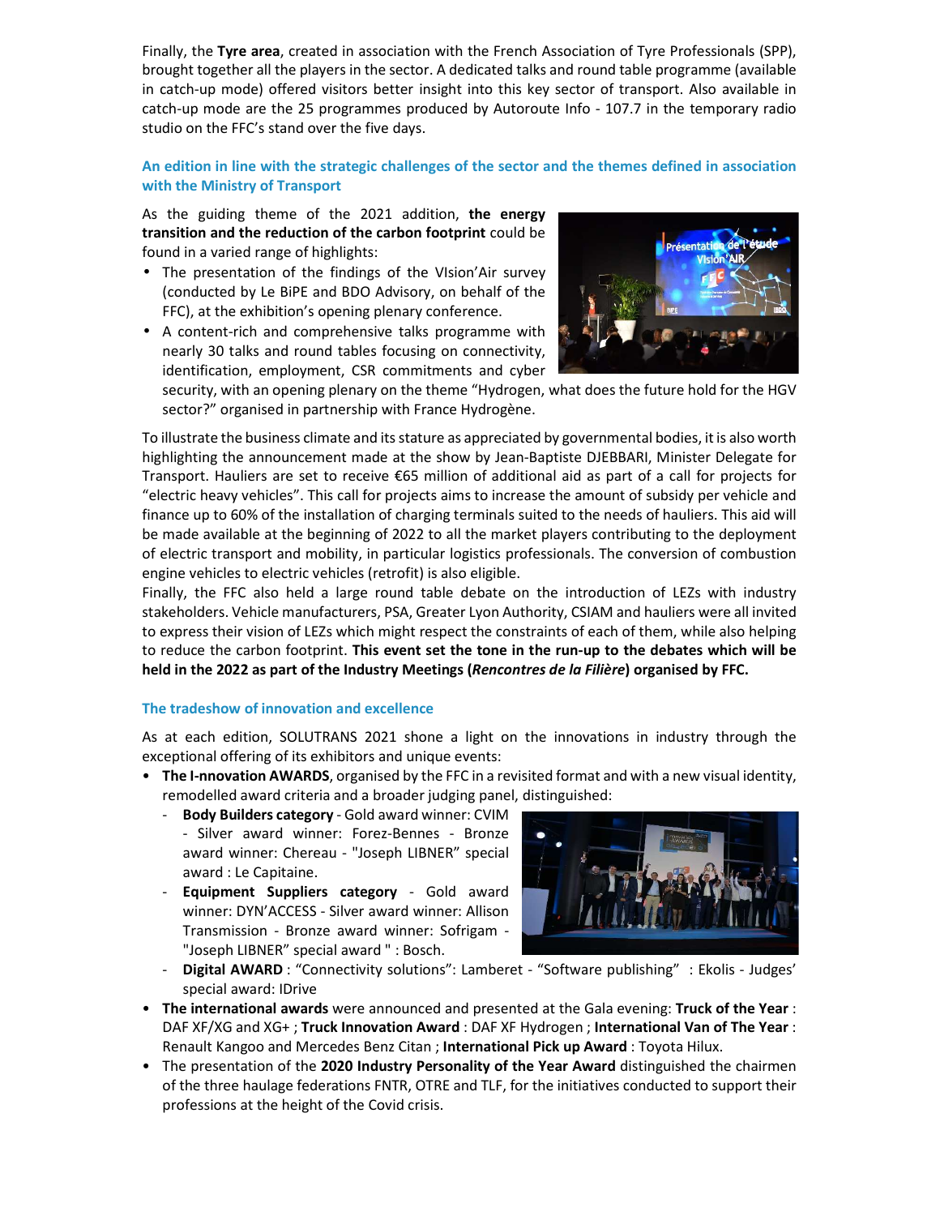Finally, the **Tyre area**, created in association with the French Association of Tyre Professionals (SPP), brought together all the players in the sector. A dedicated talks and round table programme (available in catch-up mode) offered visitors better insight into this key sector of transport. Also available in catch-up mode are the 25 programmes produced by Autoroute Info - 107.7 in the temporary radio studio on the FFC's stand over the five days.

## An edition in line with the strategic challenges of the sector and the themes defined in association with the Ministry of Transport

As the guiding theme of the 2021 addition, **the energy transition and the reduction of the carbon footprint** could be found in a varied range of highlights:

- The presentation of the findings of the VIsion'Air survey (conducted by Le BiPE and BDO Advisory, on behalf of the FFC), at the exhibition's opening plenary conference.
- A content-rich and comprehensive talks programme with nearly 30 talks and round tables focusing on connectivity, identification, employment, CSR commitments and cyber security, with an opening plenary on the theme "Hydrogen, what does the future hold for the HGV sector?" organised in partnership with France Hydrogène.

To illustrate the business climate and its stature as appreciated by governmental bodies, it is also worth highlighting the announcement made at the show by Jean-Baptiste DJEBBARI, Minister Delegate for Transport. Hauliers are set to receive €65 million of additional aid as part of a call for projects for "electric heavy vehicles". This call for projects aims to increase the amount of subsidy per vehicle and finance up to 60% of the installation of charging terminals suited to the needs of hauliers. This aid will be made available at the beginning of 2022 to all the market players contributing to the deployment of electric transport and mobility, in particular logistics professionals. The conversion of combustion engine vehicles to electric vehicles (retrofit) is also eligible.
Finally, the FFC also held a large round table debate on the introduction of LEZs with industry stakeholders. Vehicle manufacturers, PSA, Greater Lyon Authority, CSIAM and hauliers were all invited to express their vision of LEZs which might respect the constraints of each of them, while also helping to reduce the carbon footprint. **This event set the tone in the run-up to the debates which will be held in the 2022 as part of the Industry Meetings (*Rencontres de la Filière*) organised by FFC.**

## The tradeshow of innovation and excellence

As at each edition, SOLUTRANS 2021 shone a light on the innovations in industry through the exceptional offering of its exhibitors and unique events:

- **The I-nnovation AWARDS**, organised by the FFC in a revisited format and with a new visual identity, remodelled award criteria and a broader judging panel, distinguished:
  - **Body Builders category** - Gold award winner: CVIM - Silver award winner: Forez-Bennes - Bronze award winner: Chereau - "Joseph LIBNER" special award : Le Capitaine.
  - **Equipment Suppliers category** - Gold award winner: DYN'ACCESS - Silver award winner: Allison Transmission - Bronze award winner: Sofrigam - "Joseph LIBNER" special award " : Bosch.
  - **Digital AWARD** : "Connectivity solutions": Lamberet - "Software publishing" : Ekolis - Judges' special award: IDrive
- **The international awards** were announced and presented at the Gala evening: **Truck of the Year** : DAF XF/XG and XG+ ; **Truck Innovation Award** : DAF XF Hydrogen ; **International Van of The Year** : Renault Kangoo and Mercedes Benz Citan ; **International Pick up Award** : Toyota Hilux.
- The presentation of the **2020 Industry Personality of the Year Award** distinguished the chairmen of the three haulage federations FNTR, OTRE and TLF, for the initiatives conducted to support their professions at the height of the Covid crisis.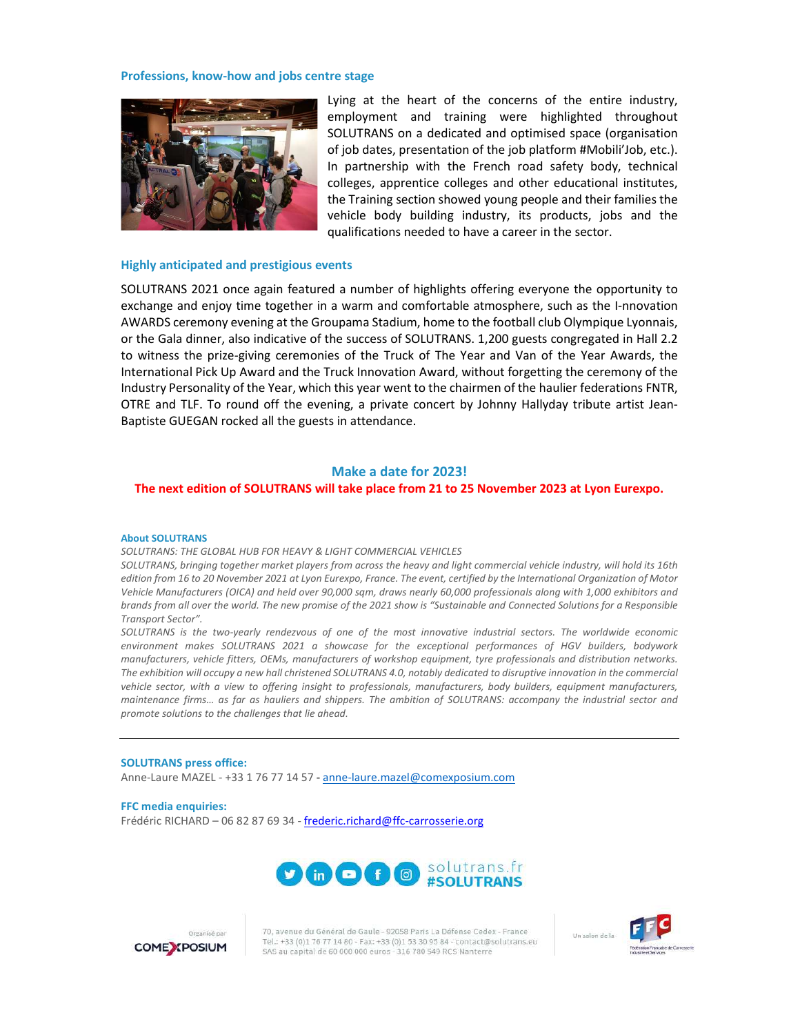### Professions, know-how and jobs centre stage

Lying at the heart of the concerns of the entire industry, employment and training were highlighted throughout SOLUTRANS on a dedicated and optimised space (organisation of job dates, presentation of the job platform #Mobili'Job, etc.). In partnership with the French road safety body, technical colleges, apprentice colleges and other educational institutes, the Training section showed young people and their families the vehicle body building industry, its products, jobs and the qualifications needed to have a career in the sector.

### Highly anticipated and prestigious events

SOLUTRANS 2021 once again featured a number of highlights offering everyone the opportunity to exchange and enjoy time together in a warm and comfortable atmosphere, such as the I-nnovation AWARDS ceremony evening at the Groupama Stadium, home to the football club Olympique Lyonnais, or the Gala dinner, also indicative of the success of SOLUTRANS. 1,200 guests congregated in Hall 2.2 to witness the prize-giving ceremonies of the Truck of The Year and Van of the Year Awards, the International Pick Up Award and the Truck Innovation Award, without forgetting the ceremony of the Industry Personality of the Year, which this year went to the chairmen of the haulier federations FNTR, OTRE and TLF. To round off the evening, a private concert by Johnny Hallyday tribute artist Jean-Baptiste GUEGAN rocked all the guests in attendance.

## Make a date for 2023!

**The next edition of SOLUTRANS will take place from 21 to 25 November 2023 at Lyon Eurexpo.**

**About SOLUTRANS**

*SOLUTRANS: THE GLOBAL HUB FOR HEAVY & LIGHT COMMERCIAL VEHICLES*

*SOLUTRANS, bringing together market players from across the heavy and light commercial vehicle industry, will hold its 16th edition from 16 to 20 November 2021 at Lyon Eurexpo, France. The event, certified by the International Organization of Motor Vehicle Manufacturers (OICA) and held over 90,000 sqm, draws nearly 60,000 professionals along with 1,000 exhibitors and brands from all over the world. The new promise of the 2021 show is "Sustainable and Connected Solutions for a Responsible Transport Sector".*

*SOLUTRANS is the two-yearly rendezvous of one of the most innovative industrial sectors. The worldwide economic environment makes SOLUTRANS 2021 a showcase for the exceptional performances of HGV builders, bodywork manufacturers, vehicle fitters, OEMs, manufacturers of workshop equipment, tyre professionals and distribution networks. The exhibition will occupy a new hall christened SOLUTRANS 4.0, notably dedicated to disruptive innovation in the commercial vehicle sector, with a view to offering insight to professionals, manufacturers, body builders, equipment manufacturers, maintenance firms… as far as hauliers and shippers. The ambition of SOLUTRANS: accompany the industrial sector and promote solutions to the challenges that lie ahead.*

---

**SOLUTRANS press office:**
Anne-Laure MAZEL - +33 1 76 77 14 57 - anne-laure.mazel@comexposium.com

**FFC media enquiries:**
Frédéric RICHARD – 06 82 87 69 34 - frederic.richard@ffc-carrosserie.org

solutrans.fr
#SOLUTRANS

Organisé par COMEXPOSIUM

70, avenue du Général de Gaulle - 92058 Paris La Défense Cedex - France
Tel.: +33 (0)1 76 77 14 80 - Fax: +33 (0)1 53 30 95 84 - contact@solutrans.eu
SAS au capital de 60 000 000 euros - 316 780 549 RCS Nanterre

Un salon de la FFC Fédération Française de Carrosserie Industries et Services